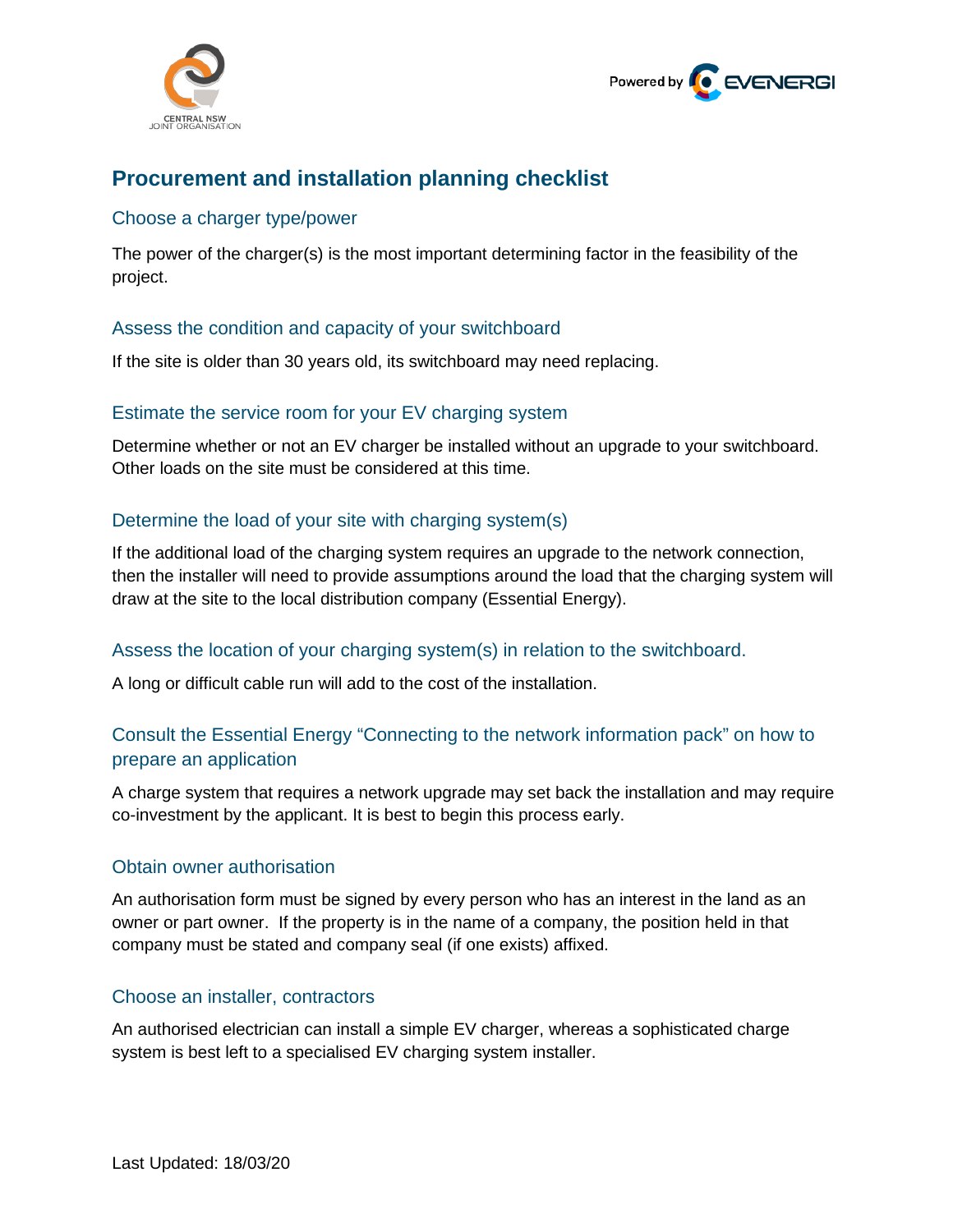# Procurement and installation planning checklist

## Choose a charger type/power

The power of the charger(s) is the most important determining factor in the feasibility of the project.

## Assess the condition and capacity of your switchboard

If the site is older than 30 years old, its switchboard may need replacing.

## Estimate the service room for your EV charging system

Determine whether or not an EV charger be installed without an upgrade to your switchboard. Other loads on the site must be considered at this time.

## Determine the load of your site with charging system(s)

If the additional load of the charging system requires an upgrade to the network connection, then the installer will need to provide assumptions around the load that the charging system will draw at the site to the local distribution company (Essential Energy).

## Assess the location of your charging system(s) in relation to the switchboard.

A long or difficult cable run will add to the cost of the installation.

## Consult the Essential Energy "Connecting to the network information pack" on how to prepare an application

A charge system that requires a network upgrade may set back the installation and may require co-investment by the applicant. It is best to begin this process early.

## Obtain owner authorisation

An authorisation form must be signed by every person who has an interest in the land as an owner or part owner. If the property is in the name of a company, the position held in that company must be stated and company seal (if one exists) affixed.

## Choose an installer, contractors

An authorised electrician can install a simple EV charger, whereas a sophisticated charge system is best left to a specialised EV charging system installer.

Last Updated: 18/03/20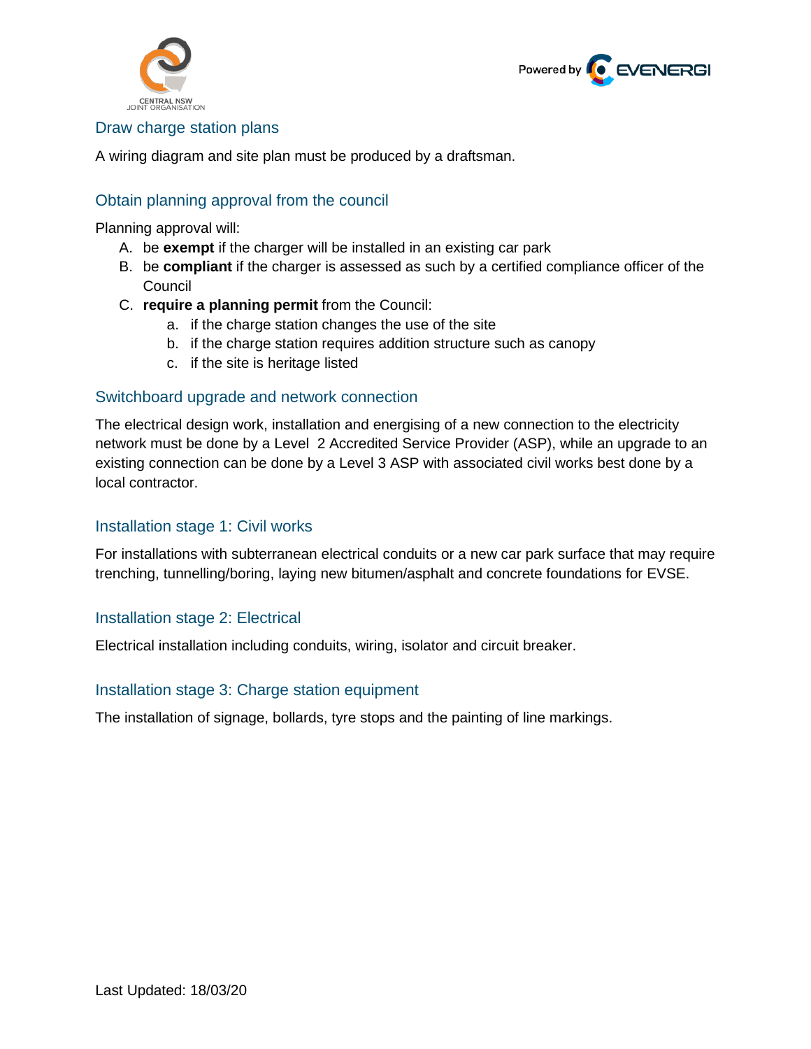## Draw charge station plans

A wiring diagram and site plan must be produced by a draftsman.

## Obtain planning approval from the council

Planning approval will:

A. be **exempt** if the charger will be installed in an existing car park
B. be **compliant** if the charger is assessed as such by a certified compliance officer of the Council
C. **require a planning permit** from the Council:
   a. if the charge station changes the use of the site
   b. if the charge station requires addition structure such as canopy
   c. if the site is heritage listed

## Switchboard upgrade and network connection

The electrical design work, installation and energising of a new connection to the electricity network must be done by a Level 2 Accredited Service Provider (ASP), while an upgrade to an existing connection can be done by a Level 3 ASP with associated civil works best done by a local contractor.

## Installation stage 1: Civil works

For installations with subterranean electrical conduits or a new car park surface that may require trenching, tunnelling/boring, laying new bitumen/asphalt and concrete foundations for EVSE.

## Installation stage 2: Electrical

Electrical installation including conduits, wiring, isolator and circuit breaker.

## Installation stage 3: Charge station equipment

The installation of signage, bollards, tyre stops and the painting of line markings.

Last Updated: 18/03/20